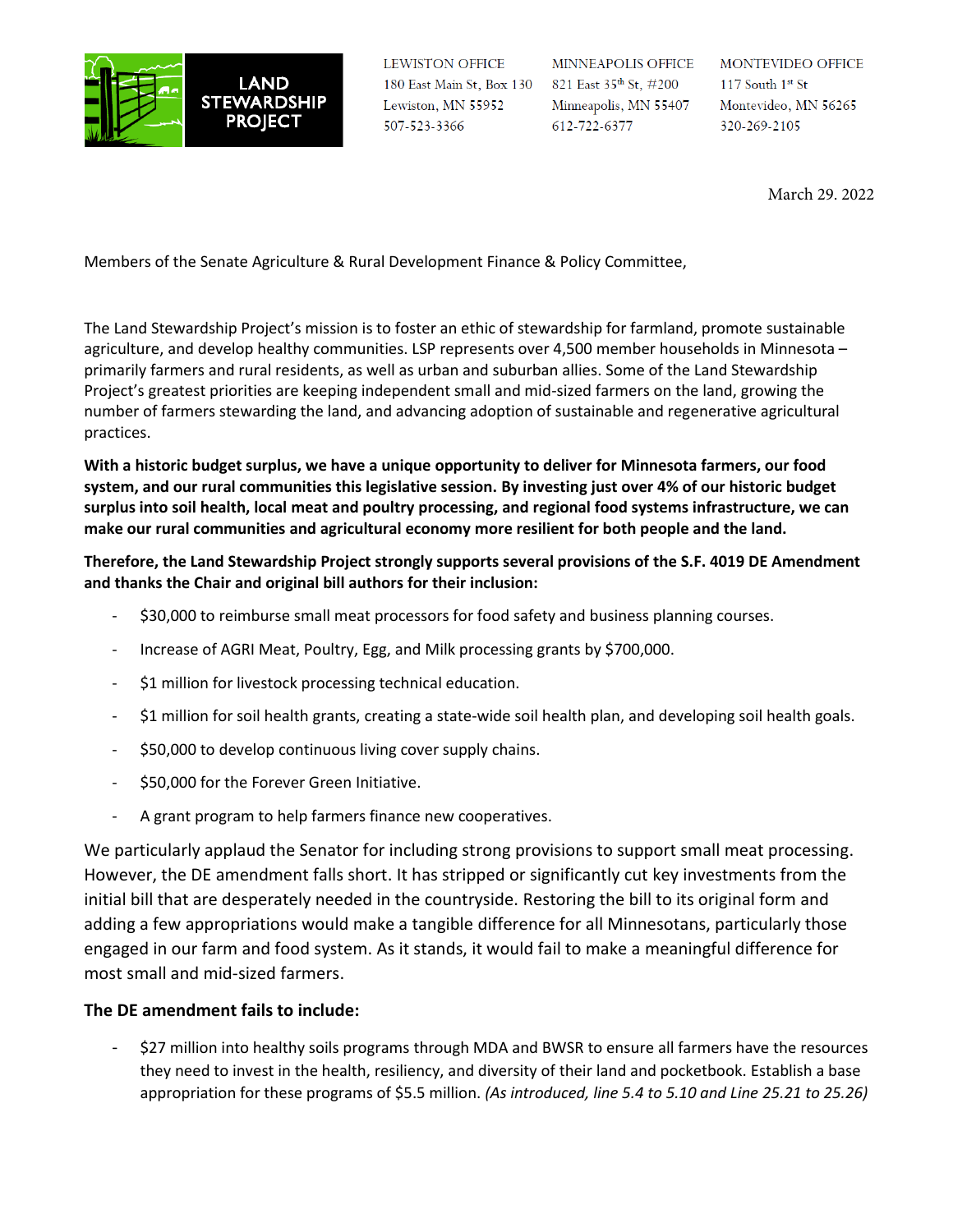**LAND STEWARDSHIP PROJECT**

LEWISTON OFFICE
180 East Main St, Box 130
Lewiston, MN 55952
507-523-3366

MINNEAPOLIS OFFICE
821 East 35th St, #200
Minneapolis, MN 55407
612-722-6377

MONTEVIDEO OFFICE
117 South 1st St
Montevideo, MN 56265
320-269-2105

March 29. 2022

Members of the Senate Agriculture & Rural Development Finance & Policy Committee,

The Land Stewardship Project's mission is to foster an ethic of stewardship for farmland, promote sustainable agriculture, and develop healthy communities. LSP represents over 4,500 member households in Minnesota – primarily farmers and rural residents, as well as urban and suburban allies. Some of the Land Stewardship Project's greatest priorities are keeping independent small and mid-sized farmers on the land, growing the number of farmers stewarding the land, and advancing adoption of sustainable and regenerative agricultural practices.

**With a historic budget surplus, we have a unique opportunity to deliver for Minnesota farmers, our food system, and our rural communities this legislative session. By investing just over 4% of our historic budget surplus into soil health, local meat and poultry processing, and regional food systems infrastructure, we can make our rural communities and agricultural economy more resilient for both people and the land.**

**Therefore, the Land Stewardship Project strongly supports several provisions of the S.F. 4019 DE Amendment and thanks the Chair and original bill authors for their inclusion:**

- $30,000 to reimburse small meat processors for food safety and business planning courses.
- Increase of AGRI Meat, Poultry, Egg, and Milk processing grants by $700,000.
- $1 million for livestock processing technical education.
- $1 million for soil health grants, creating a state-wide soil health plan, and developing soil health goals.
- $50,000 to develop continuous living cover supply chains.
- $50,000 for the Forever Green Initiative.
- A grant program to help farmers finance new cooperatives.

We particularly applaud the Senator for including strong provisions to support small meat processing. However, the DE amendment falls short. It has stripped or significantly cut key investments from the initial bill that are desperately needed in the countryside. Restoring the bill to its original form and adding a few appropriations would make a tangible difference for all Minnesotans, particularly those engaged in our farm and food system. As it stands, it would fail to make a meaningful difference for most small and mid-sized farmers.

**The DE amendment fails to include:**

- $27 million into healthy soils programs through MDA and BWSR to ensure all farmers have the resources they need to invest in the health, resiliency, and diversity of their land and pocketbook. Establish a base appropriation for these programs of $5.5 million. *(As introduced, line 5.4 to 5.10 and Line 25.21 to 25.26)*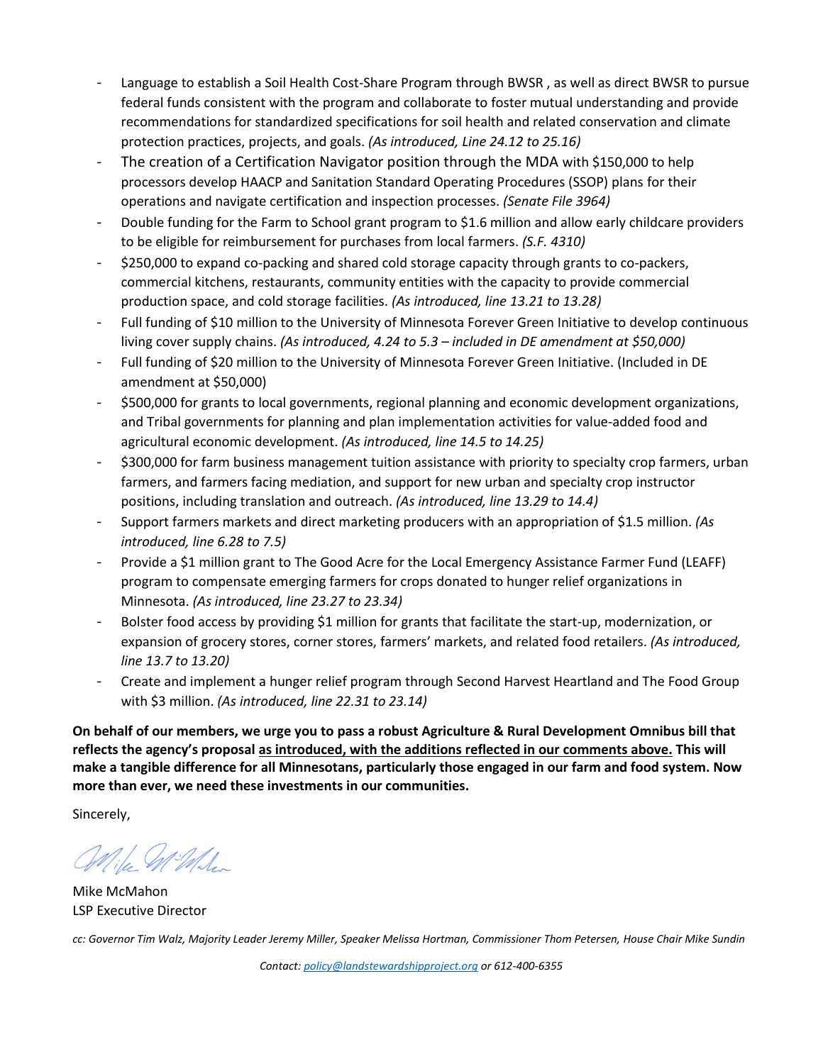- Language to establish a Soil Health Cost-Share Program through BWSR , as well as direct BWSR to pursue federal funds consistent with the program and collaborate to foster mutual understanding and provide recommendations for standardized specifications for soil health and related conservation and climate protection practices, projects, and goals. *(As introduced, Line 24.12 to 25.16)*
- The creation of a Certification Navigator position through the MDA with $150,000 to help processors develop HAACP and Sanitation Standard Operating Procedures (SSOP) plans for their operations and navigate certification and inspection processes. *(Senate File 3964)*
- Double funding for the Farm to School grant program to $1.6 million and allow early childcare providers to be eligible for reimbursement for purchases from local farmers. *(S.F. 4310)*
- $250,000 to expand co-packing and shared cold storage capacity through grants to co-packers, commercial kitchens, restaurants, community entities with the capacity to provide commercial production space, and cold storage facilities. *(As introduced, line 13.21 to 13.28)*
- Full funding of $10 million to the University of Minnesota Forever Green Initiative to develop continuous living cover supply chains. *(As introduced, 4.24 to 5.3 – included in DE amendment at $50,000)*
- Full funding of $20 million to the University of Minnesota Forever Green Initiative. (Included in DE amendment at $50,000)
- $500,000 for grants to local governments, regional planning and economic development organizations, and Tribal governments for planning and plan implementation activities for value-added food and agricultural economic development. *(As introduced, line 14.5 to 14.25)*
- $300,000 for farm business management tuition assistance with priority to specialty crop farmers, urban farmers, and farmers facing mediation, and support for new urban and specialty crop instructor positions, including translation and outreach. *(As introduced, line 13.29 to 14.4)*
- Support farmers markets and direct marketing producers with an appropriation of $1.5 million. *(As introduced, line 6.28 to 7.5)*
- Provide a $1 million grant to The Good Acre for the Local Emergency Assistance Farmer Fund (LEAFF) program to compensate emerging farmers for crops donated to hunger relief organizations in Minnesota. *(As introduced, line 23.27 to 23.34)*
- Bolster food access by providing $1 million for grants that facilitate the start-up, modernization, or expansion of grocery stores, corner stores, farmers' markets, and related food retailers. *(As introduced, line 13.7 to 13.20)*
- Create and implement a hunger relief program through Second Harvest Heartland and The Food Group with $3 million. *(As introduced, line 22.31 to 23.14)*

**On behalf of our members, we urge you to pass a robust Agriculture & Rural Development Omnibus bill that reflects the agency's proposal <u>as introduced, with the additions reflected in our comments above.</u> This will make a tangible difference for all Minnesotans, particularly those engaged in our farm and food system. Now more than ever, we need these investments in our communities.**

Sincerely,

Mike McMahon
LSP Executive Director

*cc: Governor Tim Walz, Majority Leader Jeremy Miller, Speaker Melissa Hortman, Commissioner Thom Petersen, House Chair Mike Sundin*

*Contact: policy@landstewardshipproject.org or 612-400-6355*